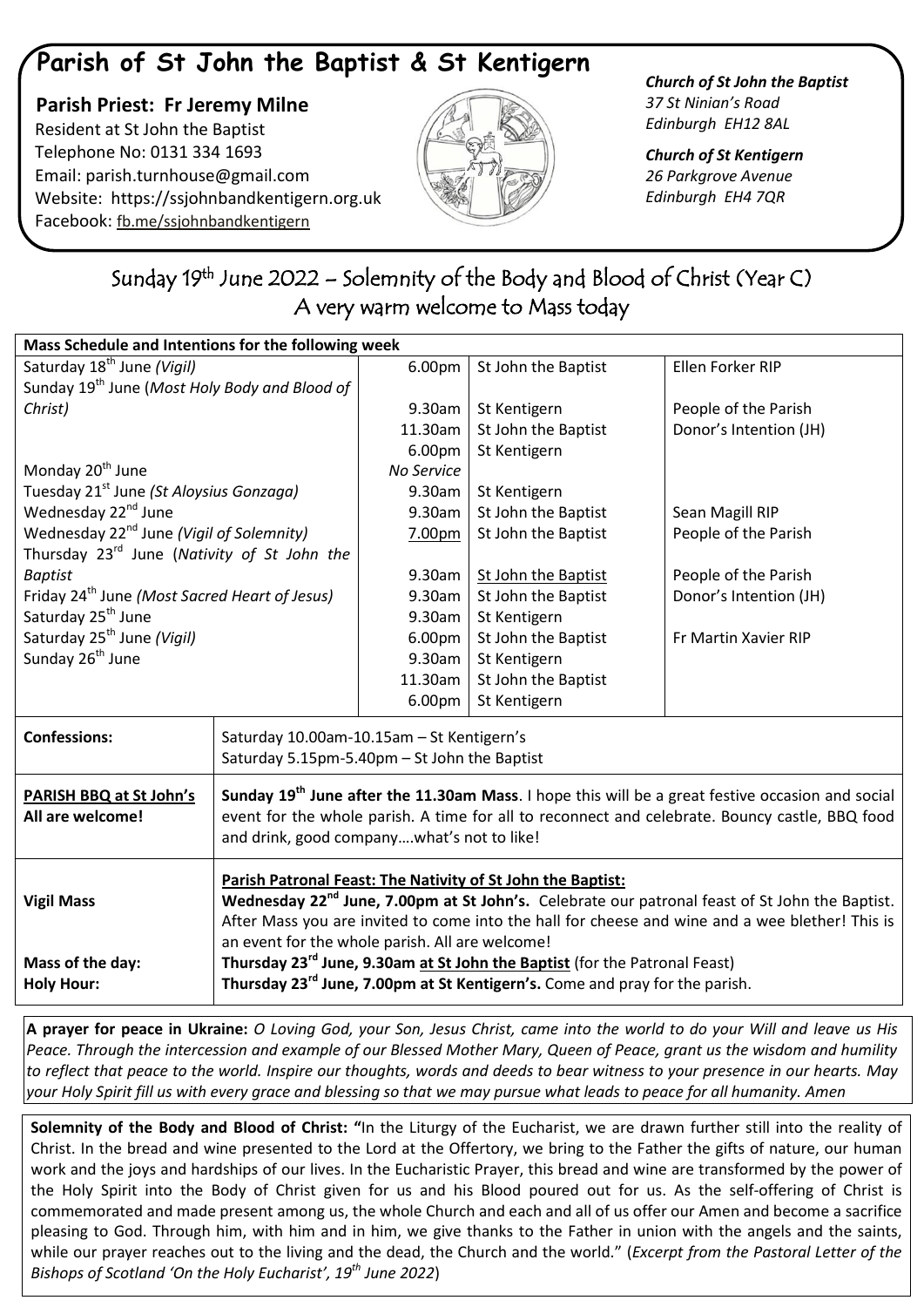# Parish of St John the Baptist & St Kentigern

**Parish Priest: Fr Jeremy Milne**
Resident at St John the Baptist
Telephone No: 0131 334 1693
Email: parish.turnhouse@gmail.com
Website: https://ssjohnbandkentigern.org.uk
Facebook: fb.me/ssjohnbandkentigern

***Church of St John the Baptist***
*37 St Ninian's Road*
*Edinburgh EH12 8AL*

***Church of St Kentigern***
*26 Parkgrove Avenue*
*Edinburgh EH4 7QR*

## Sunday 19th June 2022 – Solemnity of the Body and Blood of Christ (Year C)
## A very warm welcome to Mass today

| **Mass Schedule and Intentions for the following week** | | | |
|---|---|---|---|
| Saturday 18th June *(Vigil)* | 6.00pm | St John the Baptist | Ellen Forker RIP |
| Sunday 19th June (*Most Holy Body and Blood of Christ)* | 9.30am | St Kentigern | People of the Parish |
| | 11.30am | St John the Baptist | Donor's Intention (JH) |
| | 6.00pm | St Kentigern | |
| Monday 20th June | *No Service* | | |
| Tuesday 21st June *(St Aloysius Gonzaga)* | 9.30am | St Kentigern | |
| Wednesday 22nd June | 9.30am | St John the Baptist | Sean Magill RIP |
| Wednesday 22nd June *(Vigil of Solemnity)* | 7.00pm | St John the Baptist | People of the Parish |
| Thursday 23rd June (*Nativity of St John the Baptist* | 9.30am | St John the Baptist | People of the Parish |
| Friday 24th June *(Most Sacred Heart of Jesus)* | 9.30am | St John the Baptist | Donor's Intention (JH) |
| Saturday 25th June | 9.30am | St Kentigern | |
| Saturday 25th June *(Vigil)* | 6.00pm | St John the Baptist | Fr Martin Xavier RIP |
| Sunday 26th June | 9.30am | St Kentigern | |
| | 11.30am | St John the Baptist | |
| | 6.00pm | St Kentigern | |

| | |
|---|---|
| **Confessions:** | Saturday 10.00am-10.15am – St Kentigern's<br>Saturday 5.15pm-5.40pm – St John the Baptist |
| **PARISH BBQ at St John's**<br>**All are welcome!** | **Sunday 19th June after the 11.30am Mass**. I hope this will be a great festive occasion and social event for the whole parish. A time for all to reconnect and celebrate. Bouncy castle, BBQ food and drink, good company….what's not to like! |
| **Vigil Mass** | **Parish Patronal Feast: The Nativity of St John the Baptist:**<br>**Wednesday 22nd June, 7.00pm at St John's.** Celebrate our patronal feast of St John the Baptist. After Mass you are invited to come into the hall for cheese and wine and a wee blether! This is an event for the whole parish. All are welcome! |
| **Mass of the day:** | **Thursday 23rd June, 9.30am at St John the Baptist** (for the Patronal Feast) |
| **Holy Hour:** | **Thursday 23rd June, 7.00pm at St Kentigern's.** Come and pray for the parish. |

**A prayer for peace in Ukraine:** *O Loving God, your Son, Jesus Christ, came into the world to do your Will and leave us His Peace. Through the intercession and example of our Blessed Mother Mary, Queen of Peace, grant us the wisdom and humility to reflect that peace to the world. Inspire our thoughts, words and deeds to bear witness to your presence in our hearts. May your Holy Spirit fill us with every grace and blessing so that we may pursue what leads to peace for all humanity. Amen*

**Solemnity of the Body and Blood of Christ: "**In the Liturgy of the Eucharist, we are drawn further still into the reality of Christ. In the bread and wine presented to the Lord at the Offertory, we bring to the Father the gifts of nature, our human work and the joys and hardships of our lives. In the Eucharistic Prayer, this bread and wine are transformed by the power of the Holy Spirit into the Body of Christ given for us and his Blood poured out for us. As the self-offering of Christ is commemorated and made present among us, the whole Church and each and all of us offer our Amen and become a sacrifice pleasing to God. Through him, with him and in him, we give thanks to the Father in union with the angels and the saints, while our prayer reaches out to the living and the dead, the Church and the world." (*Excerpt from the Pastoral Letter of the Bishops of Scotland 'On the Holy Eucharist', 19th June 2022*)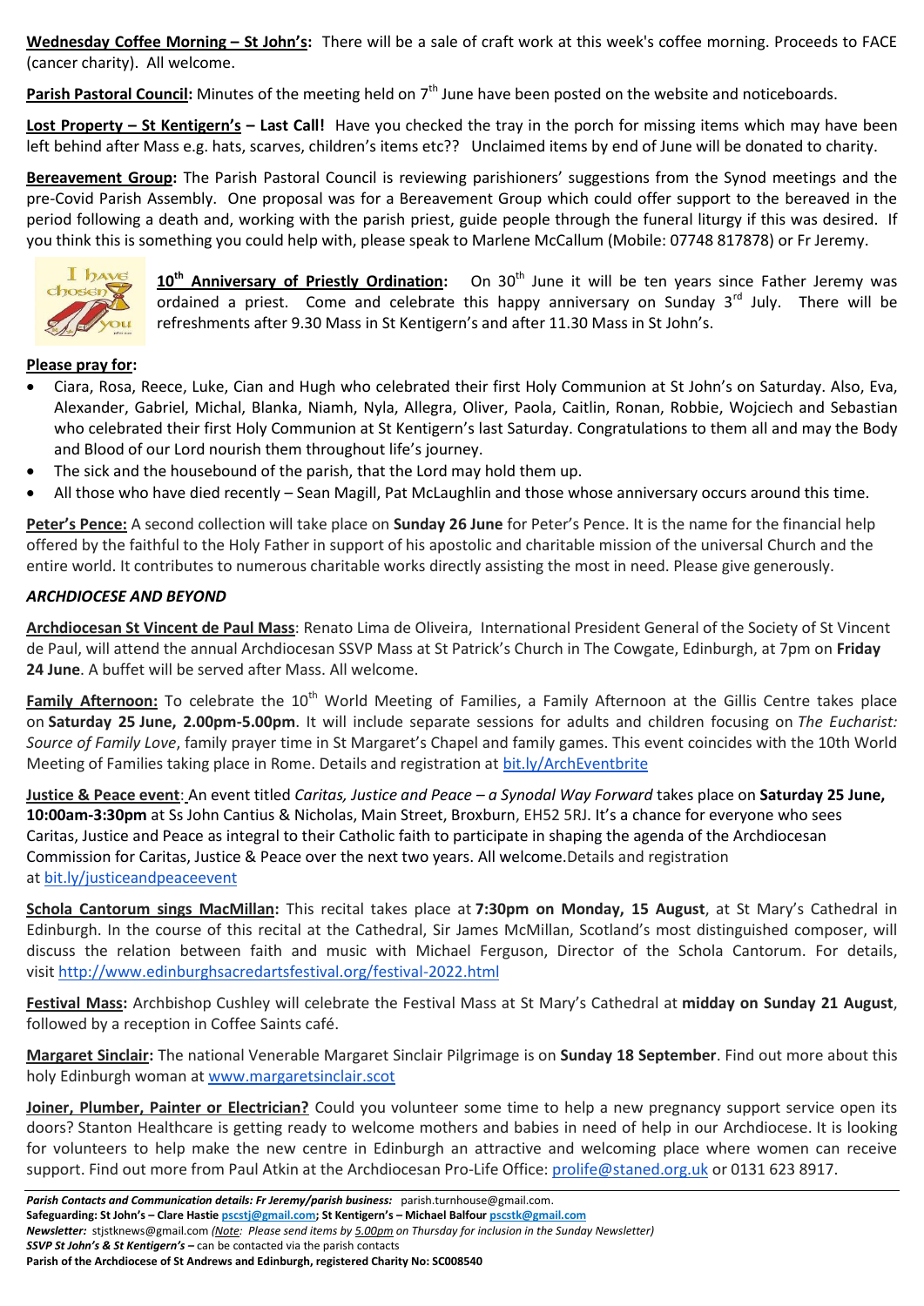**Wednesday Coffee Morning – St John's:** There will be a sale of craft work at this week's coffee morning. Proceeds to FACE (cancer charity). All welcome.

**Parish Pastoral Council:** Minutes of the meeting held on 7th June have been posted on the website and noticeboards.

**Lost Property – St Kentigern's – Last Call!** Have you checked the tray in the porch for missing items which may have been left behind after Mass e.g. hats, scarves, children's items etc?? Unclaimed items by end of June will be donated to charity.

**Bereavement Group:** The Parish Pastoral Council is reviewing parishioners' suggestions from the Synod meetings and the pre-Covid Parish Assembly. One proposal was for a Bereavement Group which could offer support to the bereaved in the period following a death and, working with the parish priest, guide people through the funeral liturgy if this was desired. If you think this is something you could help with, please speak to Marlene McCallum (Mobile: 07748 817878) or Fr Jeremy.

**10th Anniversary of Priestly Ordination:** On 30th June it will be ten years since Father Jeremy was ordained a priest. Come and celebrate this happy anniversary on Sunday 3rd July. There will be refreshments after 9.30 Mass in St Kentigern's and after 11.30 Mass in St John's.

**Please pray for:**

- Ciara, Rosa, Reece, Luke, Cian and Hugh who celebrated their first Holy Communion at St John's on Saturday. Also, Eva, Alexander, Gabriel, Michal, Blanka, Niamh, Nyla, Allegra, Oliver, Paola, Caitlin, Ronan, Robbie, Wojciech and Sebastian who celebrated their first Holy Communion at St Kentigern's last Saturday. Congratulations to them all and may the Body and Blood of our Lord nourish them throughout life's journey.
- The sick and the housebound of the parish, that the Lord may hold them up.
- All those who have died recently – Sean Magill, Pat McLaughlin and those whose anniversary occurs around this time.

**Peter's Pence:** A second collection will take place on **Sunday 26 June** for Peter's Pence. It is the name for the financial help offered by the faithful to the Holy Father in support of his apostolic and charitable mission of the universal Church and the entire world. It contributes to numerous charitable works directly assisting the most in need. Please give generously.

## *ARCHDIOCESE AND BEYOND*

**Archdiocesan St Vincent de Paul Mass**: Renato Lima de Oliveira, International President General of the Society of St Vincent de Paul, will attend the annual Archdiocesan SSVP Mass at St Patrick's Church in The Cowgate, Edinburgh, at 7pm on **Friday 24 June**. A buffet will be served after Mass. All welcome.

**Family Afternoon:** To celebrate the 10th World Meeting of Families, a Family Afternoon at the Gillis Centre takes place on **Saturday 25 June, 2.00pm-5.00pm**. It will include separate sessions for adults and children focusing on *The Eucharist: Source of Family Love*, family prayer time in St Margaret's Chapel and family games. This event coincides with the 10th World Meeting of Families taking place in Rome. Details and registration at bit.ly/ArchEventbrite

**Justice & Peace event**: An event titled *Caritas, Justice and Peace – a Synodal Way Forward* takes place on **Saturday 25 June, 10:00am-3:30pm** at Ss John Cantius & Nicholas, Main Street, Broxburn, EH52 5RJ. It's a chance for everyone who sees Caritas, Justice and Peace as integral to their Catholic faith to participate in shaping the agenda of the Archdiocesan Commission for Caritas, Justice & Peace over the next two years. All welcome. Details and registration at bit.ly/justiceandpeaceevent

**Schola Cantorum sings MacMillan:** This recital takes place at **7:30pm on Monday, 15 August**, at St Mary's Cathedral in Edinburgh. In the course of this recital at the Cathedral, Sir James McMillan, Scotland's most distinguished composer, will discuss the relation between faith and music with Michael Ferguson, Director of the Schola Cantorum. For details, visit http://www.edinburghsacredartsfestival.org/festival-2022.html

**Festival Mass:** Archbishop Cushley will celebrate the Festival Mass at St Mary's Cathedral at **midday on Sunday 21 August**, followed by a reception in Coffee Saints café.

**Margaret Sinclair:** The national Venerable Margaret Sinclair Pilgrimage is on **Sunday 18 September**. Find out more about this holy Edinburgh woman at www.margaretsinclair.scot

**Joiner, Plumber, Painter or Electrician?** Could you volunteer some time to help a new pregnancy support service open its doors? Stanton Healthcare is getting ready to welcome mothers and babies in need of help in our Archdiocese. It is looking for volunteers to help make the new centre in Edinburgh an attractive and welcoming place where women can receive support. Find out more from Paul Atkin at the Archdiocesan Pro-Life Office: prolife@staned.org.uk or 0131 623 8917.

---

***Parish Contacts and Communication details: Fr Jeremy/parish business:*** parish.turnhouse@gmail.com.
**Safeguarding: St John's – Clare Hastie pscstj@gmail.com; St Kentigern's – Michael Balfour pscstk@gmail.com**
***Newsletter:*** stjstknews@gmail.com *(Note: Please send items by 5.00pm on Thursday for inclusion in the Sunday Newsletter)*
***SSVP St John's & St Kentigern's –*** can be contacted via the parish contacts
**Parish of the Archdiocese of St Andrews and Edinburgh, registered Charity No: SC008540**